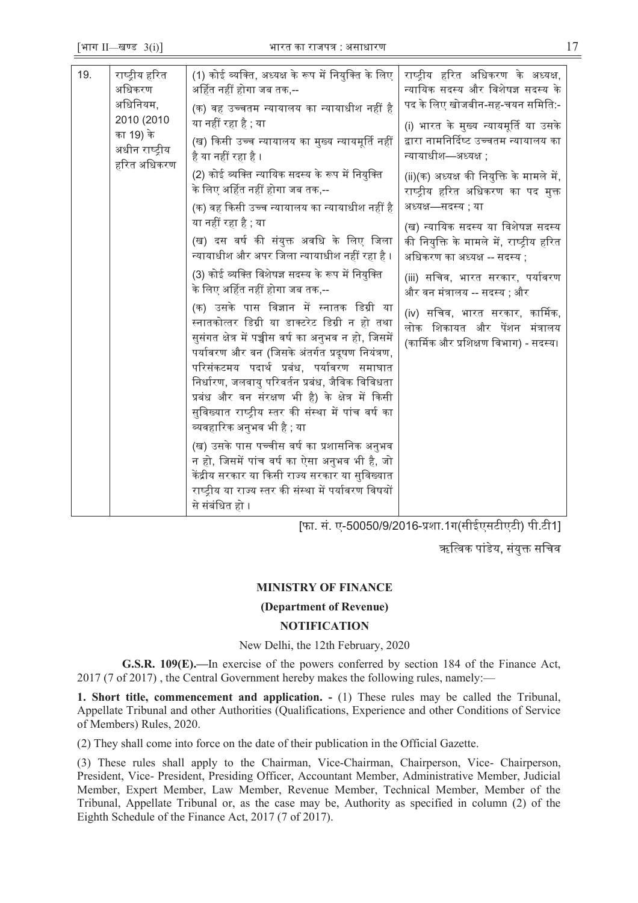| 19. | राष्ट्रीय हरित अधिकरण अधिनियम, 2010 (2010 का 19) के अधीन राष्ट्रीय हरित अधिकरण | (1) कोई व्यक्ति, अध्यक्ष के रूप में नियुक्ति के लिए अर्हित नहीं होगा जब तक,--<br>(क) वह उच्चतम न्यायालय का न्यायाधीश नहीं है या नहीं रहा है ; या<br>(ख) किसी उच्च न्यायालय का मुख्य न्यायमूर्ति नहीं है या नहीं रहा है ।<br>(2) कोई व्यक्ति न्यायिक सदस्य के रूप में नियुक्ति के लिए अर्हित नहीं होगा जब तक,--<br>(क) वह किसी उच्च न्यायालय का न्यायाधीश नहीं है या नहीं रहा है ; या<br>(ख) दस वर्ष की संयुक्त अवधि के लिए जिला न्यायाधीश और अपर जिला न्यायाधीश नहीं रहा है ।<br>(3) कोई व्यक्ति विशेषज्ञ सदस्य के रूप में नियुक्ति के लिए अर्हित नहीं होगा जब तक,--<br>(क) उसके पास विज्ञान में स्नातक डिग्री या स्नातकोत्तर डिग्री या डाक्टरेट डिग्री न हो तथा सुसंगत क्षेत्र में पच्चीस वर्ष का अनुभव न हो, जिसमें पर्यावरण और वन (जिसके अंतर्गत प्रदूषण नियंत्रण, परिसंकटमय पदार्थ प्रबंध, पर्यावरण समाघात निर्धारण, जलवायु परिवर्तन प्रबंध, जैविक विविधता प्रबंध और वन संरक्षण भी है) के क्षेत्र में किसी सुविख्यात राष्ट्रीय स्तर की संस्था में पांच वर्ष का व्यवहारिक अनुभव भी है ; या<br>(ख) उसके पास पच्चीस वर्ष का प्रशासनिक अनुभव न हो, जिसमें पांच वर्ष का ऐसा अनुभव भी है, जो केंद्रीय सरकार या किसी राज्य सरकार या सुविख्यात राष्ट्रीय या राज्य स्तर की संस्था में पर्यावरण विषयों से संबंधित हो । | राष्ट्रीय हरित अधिकरण के अध्यक्ष, न्यायिक सदस्य और विशेषज्ञ सदस्य के पद के लिए खोजबीन-सह-चयन समिति:-<br>(i) भारत के मुख्य न्यायमूर्ति या उसके द्वारा नामनिर्दिष्ट उच्चतम न्यायालय का न्यायाधीश—अध्यक्ष ;<br>(ii)(क) अध्यक्ष की नियुक्ति के मामले में, राष्ट्रीय हरित अधिकरण का पद मुक्त अध्यक्ष—सदस्य ; या<br>(ख) न्यायिक सदस्य या विशेषज्ञ सदस्य की नियुक्ति के मामले में, राष्ट्रीय हरित अधिकरण का अध्यक्ष -- सदस्य ;<br>(iii) सचिव, भारत सरकार, पर्यावरण और वन मंत्रालय -- सदस्य ; और<br>(iv) सचिव, भारत सरकार, कार्मिक, लोक शिकायत और पेंशन मंत्रालय (कार्मिक और प्रशिक्षण विभाग) - सदस्य। |
|---|---|---|---|

[फा. सं. ए-50050/9/2016-प्रशा.1ग(सीईएसटीएटी) पी.टी1]

ऋत्विक पांडेय, संयुक्त सचिव

**MINISTRY OF FINANCE**

**(Department of Revenue)**

**NOTIFICATION**

New Delhi, the 12th February, 2020

**G.S.R. 109(E).—**In exercise of the powers conferred by section 184 of the Finance Act, 2017 (7 of 2017) , the Central Government hereby makes the following rules, namely:—

**1. Short title, commencement and application. -** (1) These rules may be called the Tribunal, Appellate Tribunal and other Authorities (Qualifications, Experience and other Conditions of Service of Members) Rules, 2020.

(2) They shall come into force on the date of their publication in the Official Gazette.

(3) These rules shall apply to the Chairman, Vice-Chairman, Chairperson, Vice- Chairperson, President, Vice- President, Presiding Officer, Accountant Member, Administrative Member, Judicial Member, Expert Member, Law Member, Revenue Member, Technical Member, Member of the Tribunal, Appellate Tribunal or, as the case may be, Authority as specified in column (2) of the Eighth Schedule of the Finance Act, 2017 (7 of 2017).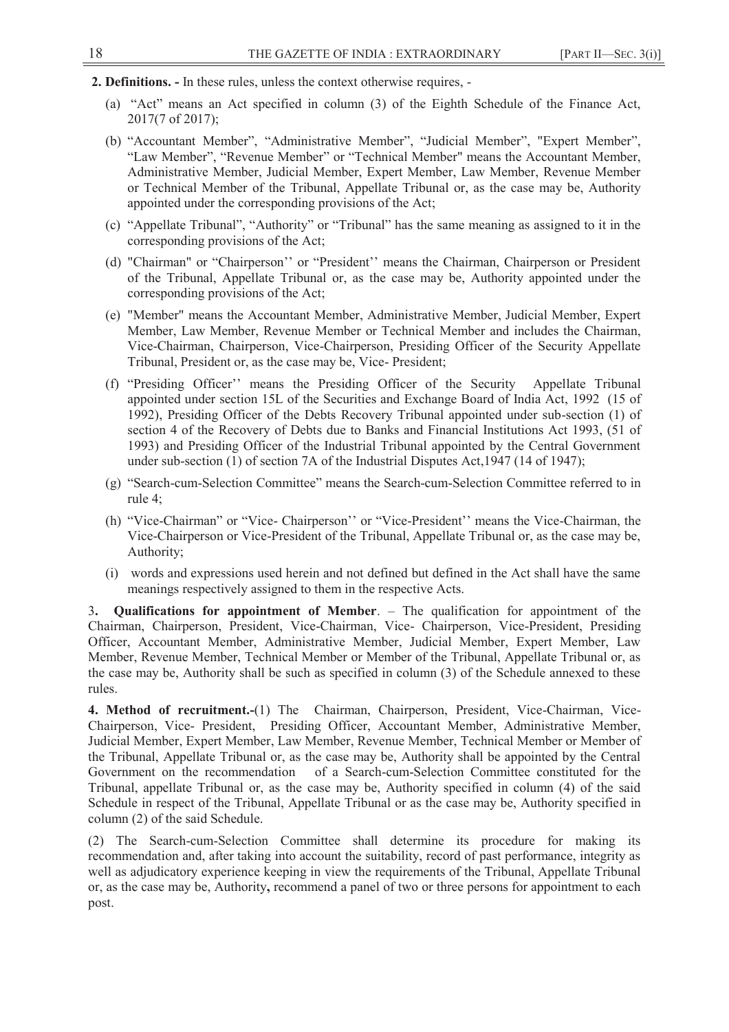**2. Definitions. -** In these rules, unless the context otherwise requires, -

(a) "Act" means an Act specified in column (3) of the Eighth Schedule of the Finance Act, 2017(7 of 2017);

(b) "Accountant Member", "Administrative Member", "Judicial Member", "Expert Member", "Law Member", "Revenue Member" or "Technical Member" means the Accountant Member, Administrative Member, Judicial Member, Expert Member, Law Member, Revenue Member or Technical Member of the Tribunal, Appellate Tribunal or, as the case may be, Authority appointed under the corresponding provisions of the Act;

(c) "Appellate Tribunal", "Authority" or "Tribunal" has the same meaning as assigned to it in the corresponding provisions of the Act;

(d) "Chairman" or "Chairperson'' or "President'' means the Chairman, Chairperson or President of the Tribunal, Appellate Tribunal or, as the case may be, Authority appointed under the corresponding provisions of the Act;

(e) "Member" means the Accountant Member, Administrative Member, Judicial Member, Expert Member, Law Member, Revenue Member or Technical Member and includes the Chairman, Vice-Chairman, Chairperson, Vice-Chairperson, Presiding Officer of the Security Appellate Tribunal, President or, as the case may be, Vice- President;

(f) "Presiding Officer'' means the Presiding Officer of the Security Appellate Tribunal appointed under section 15L of the Securities and Exchange Board of India Act, 1992 (15 of 1992), Presiding Officer of the Debts Recovery Tribunal appointed under sub-section (1) of section 4 of the Recovery of Debts due to Banks and Financial Institutions Act 1993, (51 of 1993) and Presiding Officer of the Industrial Tribunal appointed by the Central Government under sub-section (1) of section 7A of the Industrial Disputes Act,1947 (14 of 1947);

(g) "Search-cum-Selection Committee" means the Search-cum-Selection Committee referred to in rule 4;

(h) "Vice-Chairman" or "Vice- Chairperson'' or "Vice-President'' means the Vice-Chairman, the Vice-Chairperson or Vice-President of the Tribunal, Appellate Tribunal or, as the case may be, Authority;

(i) words and expressions used herein and not defined but defined in the Act shall have the same meanings respectively assigned to them in the respective Acts.

**3. Qualifications for appointment of Member**. – The qualification for appointment of the Chairman, Chairperson, President, Vice-Chairman, Vice- Chairperson, Vice-President, Presiding Officer, Accountant Member, Administrative Member, Judicial Member, Expert Member, Law Member, Revenue Member, Technical Member or Member of the Tribunal, Appellate Tribunal or, as the case may be, Authority shall be such as specified in column (3) of the Schedule annexed to these rules.

**4. Method of recruitment.-**(1) The Chairman, Chairperson, President, Vice-Chairman, Vice-Chairperson, Vice- President, Presiding Officer, Accountant Member, Administrative Member, Judicial Member, Expert Member, Law Member, Revenue Member, Technical Member or Member of the Tribunal, Appellate Tribunal or, as the case may be, Authority shall be appointed by the Central Government on the recommendation of a Search-cum-Selection Committee constituted for the Tribunal, appellate Tribunal or, as the case may be, Authority specified in column (4) of the said Schedule in respect of the Tribunal, Appellate Tribunal or as the case may be, Authority specified in column (2) of the said Schedule.

(2) The Search-cum-Selection Committee shall determine its procedure for making its recommendation and, after taking into account the suitability, record of past performance, integrity as well as adjudicatory experience keeping in view the requirements of the Tribunal, Appellate Tribunal or, as the case may be, Authority**,** recommend a panel of two or three persons for appointment to each post.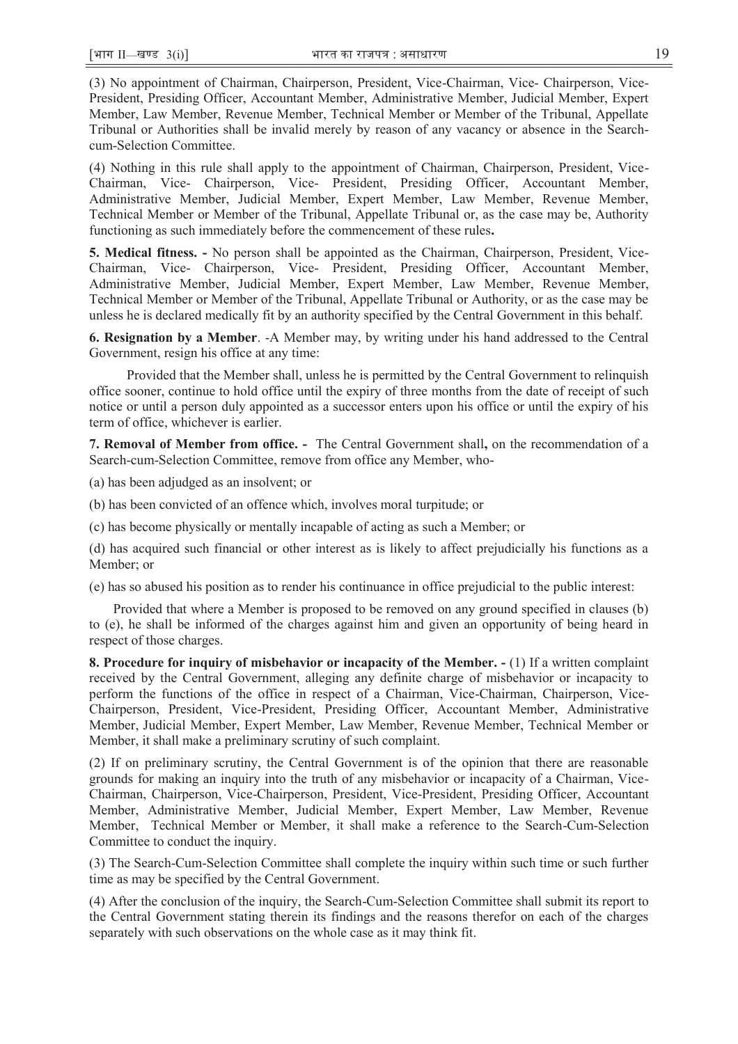(3) No appointment of Chairman, Chairperson, President, Vice-Chairman, Vice- Chairperson, Vice-President, Presiding Officer, Accountant Member, Administrative Member, Judicial Member, Expert Member, Law Member, Revenue Member, Technical Member or Member of the Tribunal, Appellate Tribunal or Authorities shall be invalid merely by reason of any vacancy or absence in the Search-cum-Selection Committee.

(4) Nothing in this rule shall apply to the appointment of Chairman, Chairperson, President, Vice-Chairman, Vice- Chairperson, Vice- President, Presiding Officer, Accountant Member, Administrative Member, Judicial Member, Expert Member, Law Member, Revenue Member, Technical Member or Member of the Tribunal, Appellate Tribunal or, as the case may be, Authority functioning as such immediately before the commencement of these rules**.**

**5. Medical fitness. -** No person shall be appointed as the Chairman, Chairperson, President, Vice-Chairman, Vice- Chairperson, Vice- President, Presiding Officer, Accountant Member, Administrative Member, Judicial Member, Expert Member, Law Member, Revenue Member, Technical Member or Member of the Tribunal, Appellate Tribunal or Authority, or as the case may be unless he is declared medically fit by an authority specified by the Central Government in this behalf.

**6. Resignation by a Member**. -A Member may, by writing under his hand addressed to the Central Government, resign his office at any time:

Provided that the Member shall, unless he is permitted by the Central Government to relinquish office sooner, continue to hold office until the expiry of three months from the date of receipt of such notice or until a person duly appointed as a successor enters upon his office or until the expiry of his term of office, whichever is earlier.

**7. Removal of Member from office. -** The Central Government shall**,** on the recommendation of a Search-cum-Selection Committee, remove from office any Member, who-

(a) has been adjudged as an insolvent; or

(b) has been convicted of an offence which, involves moral turpitude; or

(c) has become physically or mentally incapable of acting as such a Member; or

(d) has acquired such financial or other interest as is likely to affect prejudicially his functions as a Member; or

(e) has so abused his position as to render his continuance in office prejudicial to the public interest:

Provided that where a Member is proposed to be removed on any ground specified in clauses (b) to (e), he shall be informed of the charges against him and given an opportunity of being heard in respect of those charges.

**8. Procedure for inquiry of misbehavior or incapacity of the Member. -** (1) If a written complaint received by the Central Government, alleging any definite charge of misbehavior or incapacity to perform the functions of the office in respect of a Chairman, Vice-Chairman, Chairperson, Vice-Chairperson, President, Vice-President, Presiding Officer, Accountant Member, Administrative Member, Judicial Member, Expert Member, Law Member, Revenue Member, Technical Member or Member, it shall make a preliminary scrutiny of such complaint.

(2) If on preliminary scrutiny, the Central Government is of the opinion that there are reasonable grounds for making an inquiry into the truth of any misbehavior or incapacity of a Chairman, Vice-Chairman, Chairperson, Vice-Chairperson, President, Vice-President, Presiding Officer, Accountant Member, Administrative Member, Judicial Member, Expert Member, Law Member, Revenue Member, Technical Member or Member, it shall make a reference to the Search-Cum-Selection Committee to conduct the inquiry.

(3) The Search-Cum-Selection Committee shall complete the inquiry within such time or such further time as may be specified by the Central Government.

(4) After the conclusion of the inquiry, the Search-Cum-Selection Committee shall submit its report to the Central Government stating therein its findings and the reasons therefor on each of the charges separately with such observations on the whole case as it may think fit.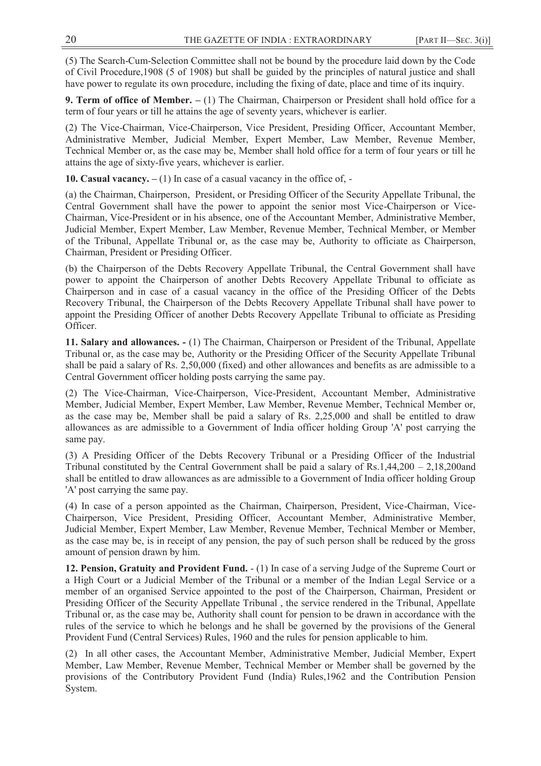(5) The Search-Cum-Selection Committee shall not be bound by the procedure laid down by the Code of Civil Procedure,1908 (5 of 1908) but shall be guided by the principles of natural justice and shall have power to regulate its own procedure, including the fixing of date, place and time of its inquiry.

**9. Term of office of Member. –** (1) The Chairman, Chairperson or President shall hold office for a term of four years or till he attains the age of seventy years, whichever is earlier.

(2) The Vice-Chairman, Vice-Chairperson, Vice President, Presiding Officer, Accountant Member, Administrative Member, Judicial Member, Expert Member, Law Member, Revenue Member, Technical Member or, as the case may be, Member shall hold office for a term of four years or till he attains the age of sixty-five years, whichever is earlier.

**10. Casual vacancy. –** (1) In case of a casual vacancy in the office of, -

(a) the Chairman, Chairperson, President, or Presiding Officer of the Security Appellate Tribunal, the Central Government shall have the power to appoint the senior most Vice-Chairperson or Vice-Chairman, Vice-President or in his absence, one of the Accountant Member, Administrative Member, Judicial Member, Expert Member, Law Member, Revenue Member, Technical Member, or Member of the Tribunal, Appellate Tribunal or, as the case may be, Authority to officiate as Chairperson, Chairman, President or Presiding Officer.

(b) the Chairperson of the Debts Recovery Appellate Tribunal, the Central Government shall have power to appoint the Chairperson of another Debts Recovery Appellate Tribunal to officiate as Chairperson and in case of a casual vacancy in the office of the Presiding Officer of the Debts Recovery Tribunal, the Chairperson of the Debts Recovery Appellate Tribunal shall have power to appoint the Presiding Officer of another Debts Recovery Appellate Tribunal to officiate as Presiding Officer.

**11. Salary and allowances. -** (1) The Chairman, Chairperson or President of the Tribunal, Appellate Tribunal or, as the case may be, Authority or the Presiding Officer of the Security Appellate Tribunal shall be paid a salary of Rs. 2,50,000 (fixed) and other allowances and benefits as are admissible to a Central Government officer holding posts carrying the same pay.

(2) The Vice-Chairman, Vice-Chairperson, Vice-President, Accountant Member, Administrative Member, Judicial Member, Expert Member, Law Member, Revenue Member, Technical Member or, as the case may be, Member shall be paid a salary of Rs. 2,25,000 and shall be entitled to draw allowances as are admissible to a Government of India officer holding Group 'A' post carrying the same pay.

(3) A Presiding Officer of the Debts Recovery Tribunal or a Presiding Officer of the Industrial Tribunal constituted by the Central Government shall be paid a salary of Rs.1,44,200 – 2,18,200and shall be entitled to draw allowances as are admissible to a Government of India officer holding Group 'A' post carrying the same pay.

(4) In case of a person appointed as the Chairman, Chairperson, President, Vice-Chairman, Vice-Chairperson, Vice President, Presiding Officer, Accountant Member, Administrative Member, Judicial Member, Expert Member, Law Member, Revenue Member, Technical Member or Member, as the case may be, is in receipt of any pension, the pay of such person shall be reduced by the gross amount of pension drawn by him.

**12. Pension, Gratuity and Provident Fund.** - (1) In case of a serving Judge of the Supreme Court or a High Court or a Judicial Member of the Tribunal or a member of the Indian Legal Service or a member of an organised Service appointed to the post of the Chairperson, Chairman, President or Presiding Officer of the Security Appellate Tribunal , the service rendered in the Tribunal, Appellate Tribunal or, as the case may be, Authority shall count for pension to be drawn in accordance with the rules of the service to which he belongs and he shall be governed by the provisions of the General Provident Fund (Central Services) Rules, 1960 and the rules for pension applicable to him.

(2) In all other cases, the Accountant Member, Administrative Member, Judicial Member, Expert Member, Law Member, Revenue Member, Technical Member or Member shall be governed by the provisions of the Contributory Provident Fund (India) Rules,1962 and the Contribution Pension System.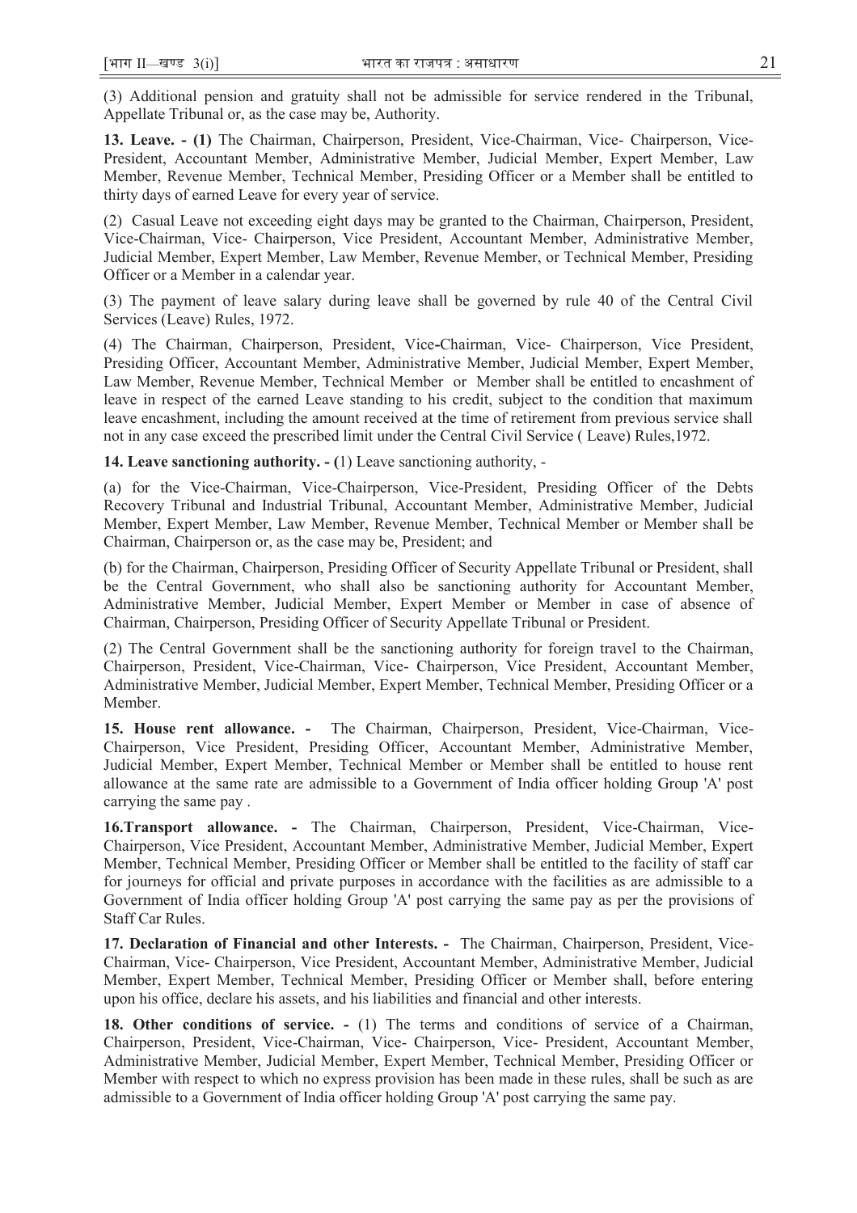(3) Additional pension and gratuity shall not be admissible for service rendered in the Tribunal, Appellate Tribunal or, as the case may be, Authority.

**13. Leave. - (1)** The Chairman, Chairperson, President, Vice-Chairman, Vice- Chairperson, Vice-President, Accountant Member, Administrative Member, Judicial Member, Expert Member, Law Member, Revenue Member, Technical Member, Presiding Officer or a Member shall be entitled to thirty days of earned Leave for every year of service.

(2) Casual Leave not exceeding eight days may be granted to the Chairman, Chairperson, President, Vice-Chairman, Vice- Chairperson, Vice President, Accountant Member, Administrative Member, Judicial Member, Expert Member, Law Member, Revenue Member, or Technical Member, Presiding Officer or a Member in a calendar year.

(3) The payment of leave salary during leave shall be governed by rule 40 of the Central Civil Services (Leave) Rules, 1972.

(4) The Chairman, Chairperson, President, Vice-Chairman, Vice- Chairperson, Vice President, Presiding Officer, Accountant Member, Administrative Member, Judicial Member, Expert Member, Law Member, Revenue Member, Technical Member or Member shall be entitled to encashment of leave in respect of the earned Leave standing to his credit, subject to the condition that maximum leave encashment, including the amount received at the time of retirement from previous service shall not in any case exceed the prescribed limit under the Central Civil Service ( Leave) Rules,1972.

**14. Leave sanctioning authority. - (**1) Leave sanctioning authority, -

(a) for the Vice-Chairman, Vice-Chairperson, Vice-President, Presiding Officer of the Debts Recovery Tribunal and Industrial Tribunal, Accountant Member, Administrative Member, Judicial Member, Expert Member, Law Member, Revenue Member, Technical Member or Member shall be Chairman, Chairperson or, as the case may be, President; and

(b) for the Chairman, Chairperson, Presiding Officer of Security Appellate Tribunal or President, shall be the Central Government, who shall also be sanctioning authority for Accountant Member, Administrative Member, Judicial Member, Expert Member or Member in case of absence of Chairman, Chairperson, Presiding Officer of Security Appellate Tribunal or President.

(2) The Central Government shall be the sanctioning authority for foreign travel to the Chairman, Chairperson, President, Vice-Chairman, Vice- Chairperson, Vice President, Accountant Member, Administrative Member, Judicial Member, Expert Member, Technical Member, Presiding Officer or a Member.

**15. House rent allowance. -** The Chairman, Chairperson, President, Vice-Chairman, Vice-Chairperson, Vice President, Presiding Officer, Accountant Member, Administrative Member, Judicial Member, Expert Member, Technical Member or Member shall be entitled to house rent allowance at the same rate are admissible to a Government of India officer holding Group 'A' post carrying the same pay .

**16.Transport allowance. -** The Chairman, Chairperson, President, Vice-Chairman, Vice-Chairperson, Vice President, Accountant Member, Administrative Member, Judicial Member, Expert Member, Technical Member, Presiding Officer or Member shall be entitled to the facility of staff car for journeys for official and private purposes in accordance with the facilities as are admissible to a Government of India officer holding Group 'A' post carrying the same pay as per the provisions of Staff Car Rules.

**17. Declaration of Financial and other Interests. -** The Chairman, Chairperson, President, Vice-Chairman, Vice- Chairperson, Vice President, Accountant Member, Administrative Member, Judicial Member, Expert Member, Technical Member, Presiding Officer or Member shall, before entering upon his office, declare his assets, and his liabilities and financial and other interests.

**18. Other conditions of service. -** (1) The terms and conditions of service of a Chairman, Chairperson, President, Vice-Chairman, Vice- Chairperson, Vice- President, Accountant Member, Administrative Member, Judicial Member, Expert Member, Technical Member, Presiding Officer or Member with respect to which no express provision has been made in these rules, shall be such as are admissible to a Government of India officer holding Group 'A' post carrying the same pay.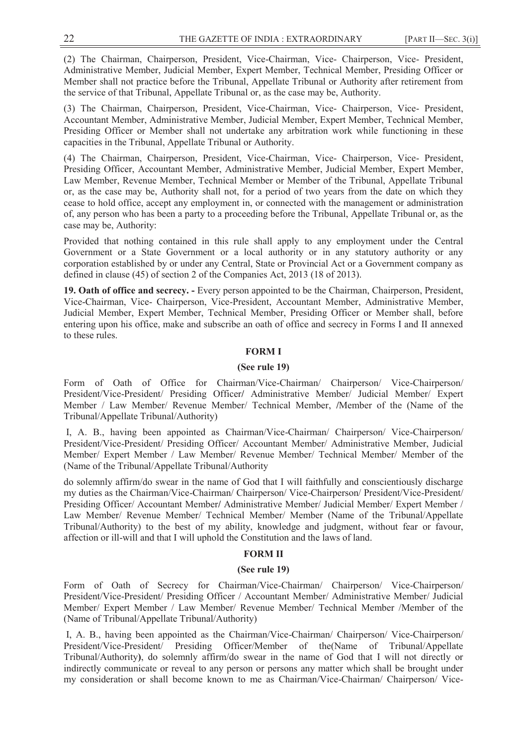(2) The Chairman, Chairperson, President, Vice-Chairman, Vice- Chairperson, Vice- President, Administrative Member, Judicial Member, Expert Member, Technical Member, Presiding Officer or Member shall not practice before the Tribunal, Appellate Tribunal or Authority after retirement from the service of that Tribunal, Appellate Tribunal or, as the case may be, Authority.

(3) The Chairman, Chairperson, President, Vice-Chairman, Vice- Chairperson, Vice- President, Accountant Member, Administrative Member, Judicial Member, Expert Member, Technical Member, Presiding Officer or Member shall not undertake any arbitration work while functioning in these capacities in the Tribunal, Appellate Tribunal or Authority.

(4) The Chairman, Chairperson, President, Vice-Chairman, Vice- Chairperson, Vice- President, Presiding Officer, Accountant Member, Administrative Member, Judicial Member, Expert Member, Law Member, Revenue Member, Technical Member or Member of the Tribunal, Appellate Tribunal or, as the case may be, Authority shall not, for a period of two years from the date on which they cease to hold office, accept any employment in, or connected with the management or administration of, any person who has been a party to a proceeding before the Tribunal, Appellate Tribunal or, as the case may be, Authority:

Provided that nothing contained in this rule shall apply to any employment under the Central Government or a State Government or a local authority or in any statutory authority or any corporation established by or under any Central, State or Provincial Act or a Government company as defined in clause (45) of section 2 of the Companies Act, 2013 (18 of 2013).

**19. Oath of office and secrecy. -** Every person appointed to be the Chairman, Chairperson, President, Vice-Chairman, Vice- Chairperson, Vice-President, Accountant Member, Administrative Member, Judicial Member, Expert Member, Technical Member, Presiding Officer or Member shall, before entering upon his office, make and subscribe an oath of office and secrecy in Forms I and II annexed to these rules.

**FORM I**

**(See rule 19)**

Form of Oath of Office for Chairman/Vice-Chairman/ Chairperson/ Vice-Chairperson/ President/Vice-President/ Presiding Officer/ Administrative Member/ Judicial Member/ Expert Member / Law Member/ Revenue Member/ Technical Member, /Member of the (Name of the Tribunal/Appellate Tribunal/Authority)

I, A. B., having been appointed as Chairman/Vice-Chairman/ Chairperson/ Vice-Chairperson/ President/Vice-President/ Presiding Officer/ Accountant Member/ Administrative Member, Judicial Member/ Expert Member / Law Member/ Revenue Member/ Technical Member/ Member of the (Name of the Tribunal/Appellate Tribunal/Authority

do solemnly affirm/do swear in the name of God that I will faithfully and conscientiously discharge my duties as the Chairman/Vice-Chairman/ Chairperson/ Vice-Chairperson/ President/Vice-President/ Presiding Officer/ Accountant Member/ Administrative Member/ Judicial Member/ Expert Member / Law Member/ Revenue Member/ Technical Member/ Member (Name of the Tribunal/Appellate Tribunal/Authority) to the best of my ability, knowledge and judgment, without fear or favour, affection or ill-will and that I will uphold the Constitution and the laws of land.

**FORM II**

**(See rule 19)**

Form of Oath of Secrecy for Chairman/Vice-Chairman/ Chairperson/ Vice-Chairperson/ President/Vice-President/ Presiding Officer / Accountant Member/ Administrative Member/ Judicial Member/ Expert Member / Law Member/ Revenue Member/ Technical Member /Member of the (Name of Tribunal/Appellate Tribunal/Authority)

I, A. B., having been appointed as the Chairman/Vice-Chairman/ Chairperson/ Vice-Chairperson/ President/Vice-President/ Presiding Officer/Member of the(Name of Tribunal/Appellate Tribunal/Authority), do solemnly affirm/do swear in the name of God that I will not directly or indirectly communicate or reveal to any person or persons any matter which shall be brought under my consideration or shall become known to me as Chairman/Vice-Chairman/ Chairperson/ Vice-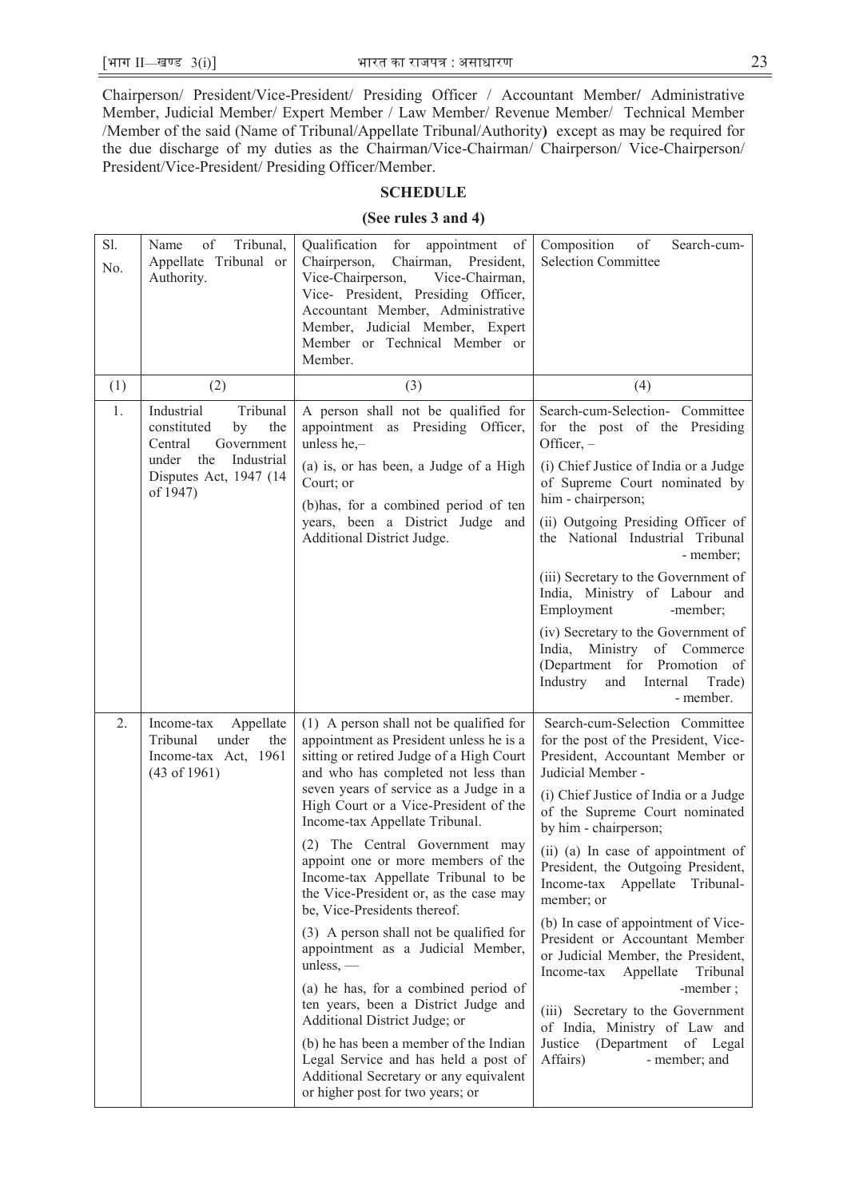Chairperson/ President/Vice-President/ Presiding Officer / Accountant Member/ Administrative Member, Judicial Member/ Expert Member / Law Member/ Revenue Member/ Technical Member /Member of the said (Name of Tribunal/Appellate Tribunal/Authority) except as may be required for the due discharge of my duties as the Chairman/Vice-Chairman/ Chairperson/ Vice-Chairperson/ President/Vice-President/ Presiding Officer/Member.

## SCHEDULE

**(See rules 3 and 4)**

| Sl. No. | Name of Tribunal, Appellate Tribunal or Authority. | Qualification for appointment of Chairperson, Chairman, President, Vice-Chairperson, Vice-Chairman, Vice- President, Presiding Officer, Accountant Member, Administrative Member, Judicial Member, Expert Member or Technical Member or Member. | Composition of Search-cum-Selection Committee |
|---|---|---|---|
| (1) | (2) | (3) | (4) |
| 1. | Industrial Tribunal constituted by the Central Government under the Industrial Disputes Act, 1947 (14 of 1947) | A person shall not be qualified for appointment as Presiding Officer, unless he,–<br>(a) is, or has been, a Judge of a High Court; or<br>(b)has, for a combined period of ten years, been a District Judge and Additional District Judge. | Search-cum-Selection- Committee for the post of the Presiding Officer, –<br>(i) Chief Justice of India or a Judge of Supreme Court nominated by him - chairperson;<br>(ii) Outgoing Presiding Officer of the National Industrial Tribunal - member;<br>(iii) Secretary to the Government of India, Ministry of Labour and Employment -member;<br>(iv) Secretary to the Government of India, Ministry of Commerce (Department for Promotion of Industry and Internal Trade) - member. |
| 2. | Income-tax Appellate Tribunal under the Income-tax Act, 1961 (43 of 1961) | (1) A person shall not be qualified for appointment as President unless he is a sitting or retired Judge of a High Court and who has completed not less than seven years of service as a Judge in a High Court or a Vice-President of the Income-tax Appellate Tribunal.<br>(2) The Central Government may appoint one or more members of the Income-tax Appellate Tribunal to be the Vice-President or, as the case may be, Vice-Presidents thereof.<br>(3) A person shall not be qualified for appointment as a Judicial Member, unless, —<br>(a) he has, for a combined period of ten years, been a District Judge and Additional District Judge; or<br>(b) he has been a member of the Indian Legal Service and has held a post of Additional Secretary or any equivalent or higher post for two years; or | Search-cum-Selection Committee for the post of the President, Vice-President, Accountant Member or Judicial Member -<br>(i) Chief Justice of India or a Judge of the Supreme Court nominated by him - chairperson;<br>(ii) (a) In case of appointment of President, the Outgoing President, Income-tax Appellate Tribunal- member; or<br>(b) In case of appointment of Vice-President or Accountant Member or Judicial Member, the President, Income-tax Appellate Tribunal -member ;<br>(iii) Secretary to the Government of India, Ministry of Law and Justice (Department of Legal Affairs) - member; and |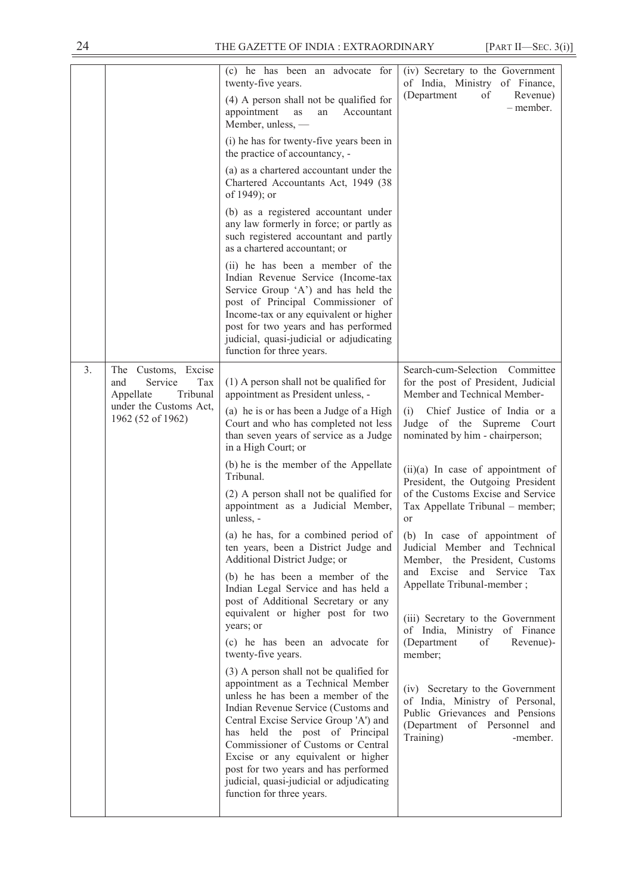| | | | |
|---|---|---|---|
| | | (c) he has been an advocate for twenty-five years.<br><br>(4) A person shall not be qualified for appointment as an Accountant Member, unless, —<br><br>(i) he has for twenty-five years been in the practice of accountancy, -<br><br>(a) as a chartered accountant under the Chartered Accountants Act, 1949 (38 of 1949); or<br><br>(b) as a registered accountant under any law formerly in force; or partly as such registered accountant and partly as a chartered accountant; or<br><br>(ii) he has been a member of the Indian Revenue Service (Income-tax Service Group 'A') and has held the post of Principal Commissioner of Income-tax or any equivalent or higher post for two years and has performed judicial, quasi-judicial or adjudicating function for three years. | (iv) Secretary to the Government of India, Ministry of Finance, (Department of Revenue) – member. |
| 3. | The Customs, Excise and Service Tax Appellate Tribunal under the Customs Act, 1962 (52 of 1962) | (1) A person shall not be qualified for appointment as President unless, -<br><br>(a) he is or has been a Judge of a High Court and who has completed not less than seven years of service as a Judge in a High Court; or<br><br>(b) he is the member of the Appellate Tribunal.<br><br>(2) A person shall not be qualified for appointment as a Judicial Member, unless, -<br><br>(a) he has, for a combined period of ten years, been a District Judge and Additional District Judge; or<br><br>(b) he has been a member of the Indian Legal Service and has held a post of Additional Secretary or any equivalent or higher post for two years; or<br><br>(c) he has been an advocate for twenty-five years.<br><br>(3) A person shall not be qualified for appointment as a Technical Member unless he has been a member of the Indian Revenue Service (Customs and Central Excise Service Group 'A') and has held the post of Principal Commissioner of Customs or Central Excise or any equivalent or higher post for two years and has performed judicial, quasi-judicial or adjudicating function for three years. | Search-cum-Selection Committee for the post of President, Judicial Member and Technical Member-<br><br>(i) Chief Justice of India or a Judge of the Supreme Court nominated by him - chairperson;<br><br>(ii)(a) In case of appointment of President, the Outgoing President of the Customs Excise and Service Tax Appellate Tribunal – member; or<br><br>(b) In case of appointment of Judicial Member and Technical Member, the President, Customs and Excise and Service Tax Appellate Tribunal-member ;<br><br>(iii) Secretary to the Government of India, Ministry of Finance (Department of Revenue)-member;<br><br>(iv) Secretary to the Government of India, Ministry of Personal, Public Grievances and Pensions (Department of Personnel and Training) -member. |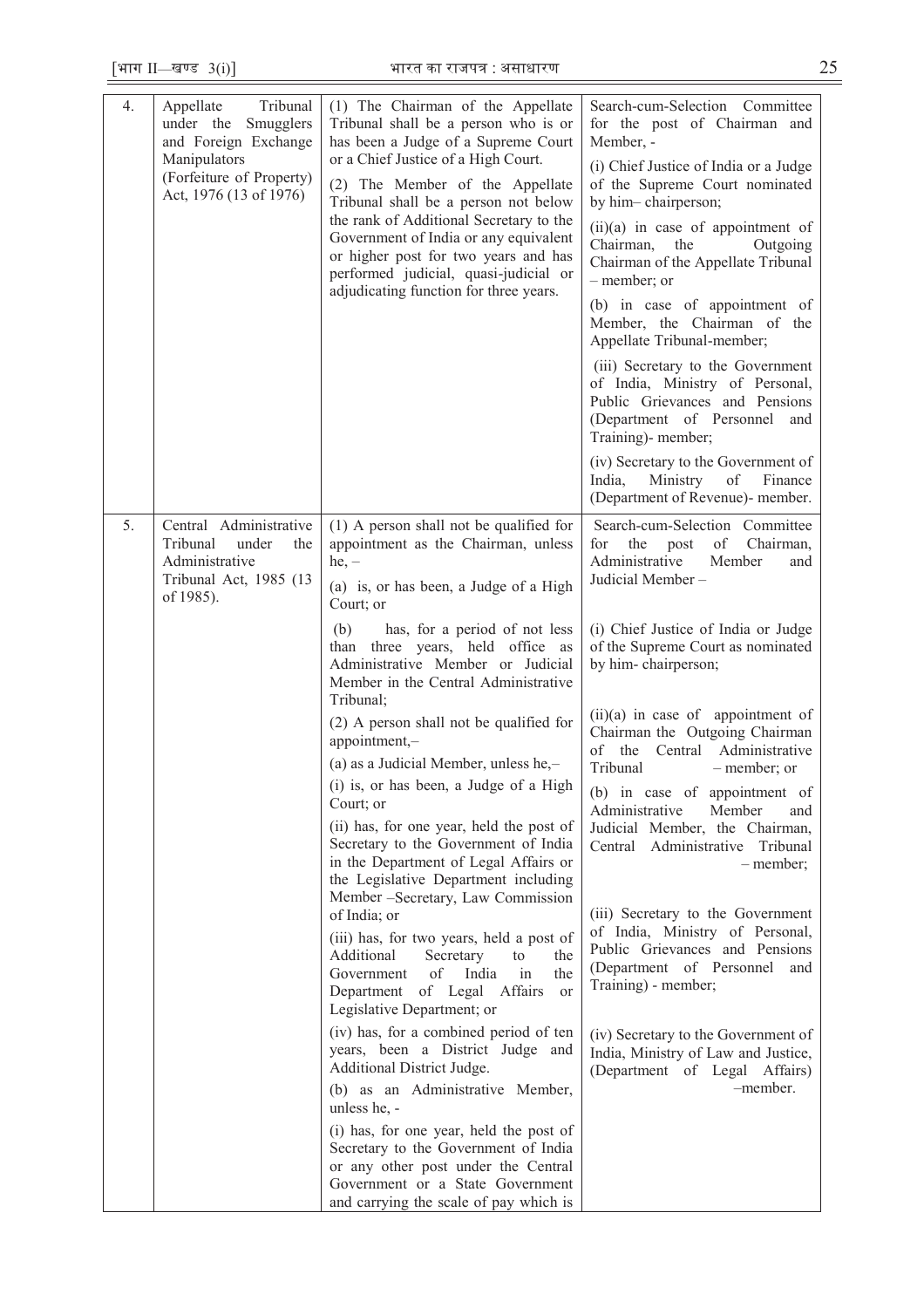| 4. | Appellate Tribunal under the Smugglers and Foreign Exchange Manipulators (Forfeiture of Property) Act, 1976 (13 of 1976) | (1) The Chairman of the Appellate Tribunal shall be a person who is or has been a Judge of a Supreme Court or a Chief Justice of a High Court.<br>(2) The Member of the Appellate Tribunal shall be a person not below the rank of Additional Secretary to the Government of India or any equivalent or higher post for two years and has performed judicial, quasi-judicial or adjudicating function for three years. | Search-cum-Selection Committee for the post of Chairman and Member, -<br>(i) Chief Justice of India or a Judge of the Supreme Court nominated by him– chairperson;<br>(ii)(a) in case of appointment of Chairman, the Outgoing Chairman of the Appellate Tribunal – member; or<br>(b) in case of appointment of Member, the Chairman of the Appellate Tribunal-member;<br>(iii) Secretary to the Government of India, Ministry of Personal, Public Grievances and Pensions (Department of Personnel and Training)- member;<br>(iv) Secretary to the Government of India, Ministry of Finance (Department of Revenue)- member. |
|---|---|---|---|
| 5. | Central Administrative Tribunal under the Administrative Tribunal Act, 1985 (13 of 1985). | (1) A person shall not be qualified for appointment as the Chairman, unless he, –<br>(a) is, or has been, a Judge of a High Court; or<br>(b) has, for a period of not less than three years, held office as Administrative Member or Judicial Member in the Central Administrative Tribunal;<br>(2) A person shall not be qualified for appointment,–<br>(a) as a Judicial Member, unless he,–<br>(i) is, or has been, a Judge of a High Court; or<br>(ii) has, for one year, held the post of Secretary to the Government of India in the Department of Legal Affairs or the Legislative Department including Member –Secretary, Law Commission of India; or<br>(iii) has, for two years, held a post of Additional Secretary to the Government of India in the Department of Legal Affairs or Legislative Department; or<br>(iv) has, for a combined period of ten years, been a District Judge and Additional District Judge.<br>(b) as an Administrative Member, unless he, -<br>(i) has, for one year, held the post of Secretary to the Government of India or any other post under the Central Government or a State Government and carrying the scale of pay which is | Search-cum-Selection Committee for the post of Chairman, Administrative Member and Judicial Member –<br>(i) Chief Justice of India or Judge of the Supreme Court as nominated by him- chairperson;<br>(ii)(a) in case of appointment of Chairman the Outgoing Chairman of the Central Administrative Tribunal – member; or<br>(b) in case of appointment of Administrative Member and Judicial Member, the Chairman, Central Administrative Tribunal – member;<br>(iii) Secretary to the Government of India, Ministry of Personal, Public Grievances and Pensions (Department of Personnel and Training) - member;<br>(iv) Secretary to the Government of India, Ministry of Law and Justice, (Department of Legal Affairs) –member. |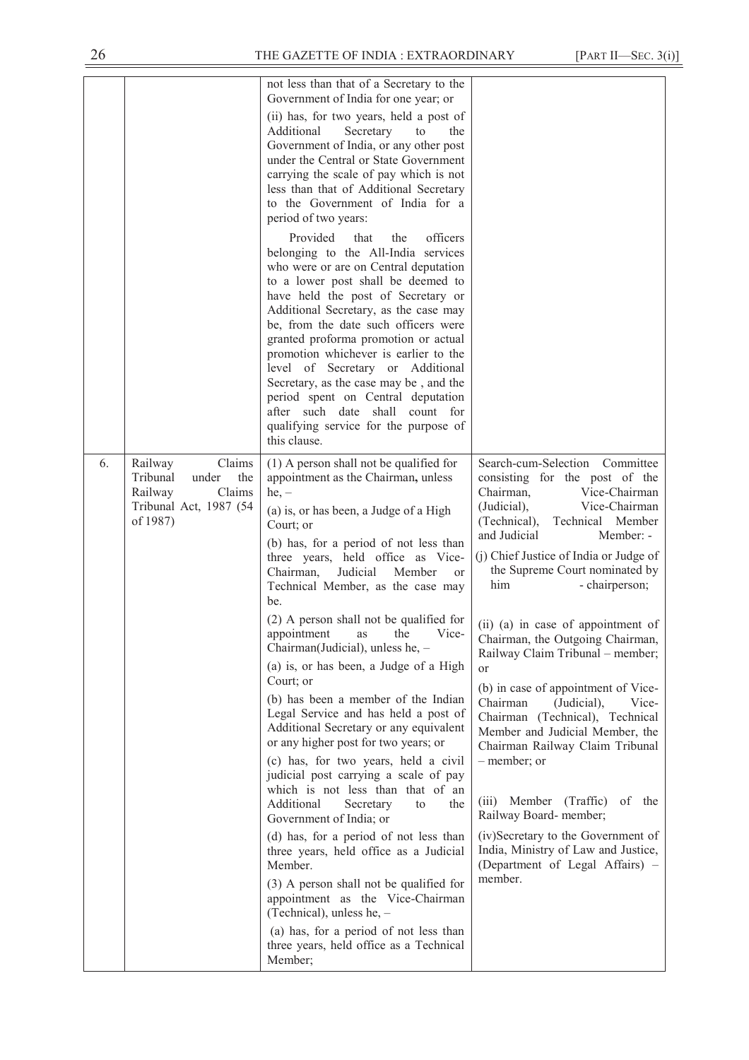| | | | |
|---|---|---|---|
| | | not less than that of a Secretary to the Government of India for one year; or<br><br>(ii) has, for two years, held a post of Additional Secretary to the Government of India, or any other post under the Central or State Government carrying the scale of pay which is not less than that of Additional Secretary to the Government of India for a period of two years:<br><br>Provided that the officers belonging to the All-India services who were or are on Central deputation to a lower post shall be deemed to have held the post of Secretary or Additional Secretary, as the case may be, from the date such officers were granted proforma promotion or actual promotion whichever is earlier to the level of Secretary or Additional Secretary, as the case may be , and the period spent on Central deputation after such date shall count for qualifying service for the purpose of this clause. | |
| 6. | Railway Claims Tribunal under the Railway Claims Tribunal Act, 1987 (54 of 1987) | (1) A person shall not be qualified for appointment as the Chairman**,** unless he, –<br><br>(a) is, or has been, a Judge of a High Court; or<br><br>(b) has, for a period of not less than three years, held office as Vice-Chairman, Judicial Member or Technical Member, as the case may be.<br><br>(2) A person shall not be qualified for appointment as the Vice-Chairman(Judicial), unless he, –<br><br>(a) is, or has been, a Judge of a High Court; or<br><br>(b) has been a member of the Indian Legal Service and has held a post of Additional Secretary or any equivalent or any higher post for two years; or<br><br>(c) has, for two years, held a civil judicial post carrying a scale of pay which is not less than that of an Additional Secretary to the Government of India; or<br><br>(d) has, for a period of not less than three years, held office as a Judicial Member.<br><br>(3) A person shall not be qualified for appointment as the Vice-Chairman (Technical), unless he, –<br><br>(a) has, for a period of not less than three years, held office as a Technical Member; | Search-cum-Selection Committee consisting for the post of the Chairman, Vice-Chairman (Judicial), Vice-Chairman (Technical), Technical Member and Judicial Member: -<br><br>(j) Chief Justice of India or Judge of the Supreme Court nominated by him - chairperson;<br><br>(ii) (a) in case of appointment of Chairman, the Outgoing Chairman, Railway Claim Tribunal – member; or<br><br>(b) in case of appointment of Vice-Chairman (Judicial), Vice-Chairman (Technical), Technical Member and Judicial Member, the Chairman Railway Claim Tribunal – member; or<br><br>(iii) Member (Traffic) of the Railway Board- member;<br><br>(iv)Secretary to the Government of India, Ministry of Law and Justice, (Department of Legal Affairs) – member. |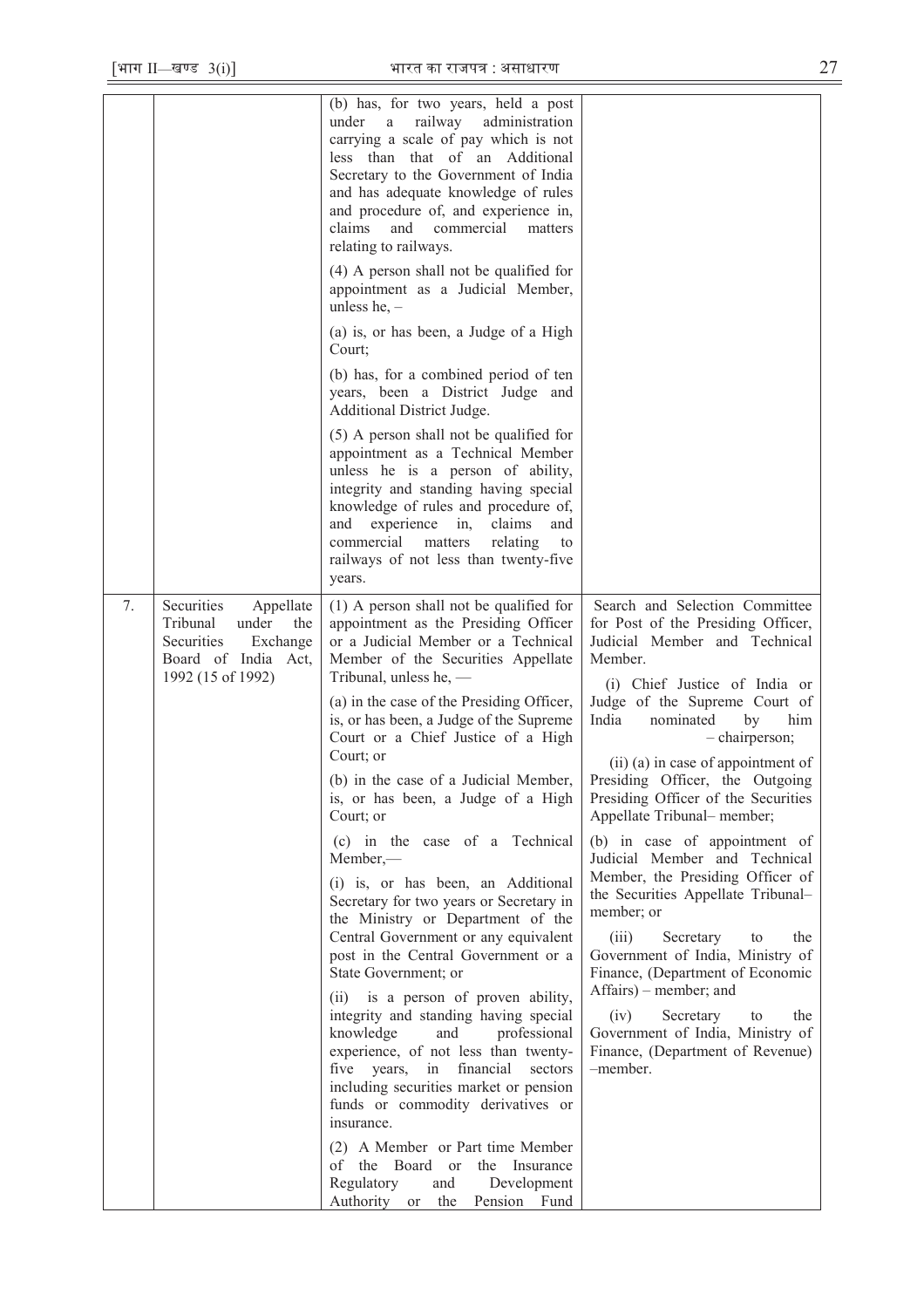| | | | |
|---|---|---|---|
| | | (b) has, for two years, held a post under a railway administration carrying a scale of pay which is not less than that of an Additional Secretary to the Government of India and has adequate knowledge of rules and procedure of, and experience in, claims and commercial matters relating to railways.<br><br>(4) A person shall not be qualified for appointment as a Judicial Member, unless he, –<br><br>(a) is, or has been, a Judge of a High Court;<br><br>(b) has, for a combined period of ten years, been a District Judge and Additional District Judge.<br><br>(5) A person shall not be qualified for appointment as a Technical Member unless he is a person of ability, integrity and standing having special knowledge of rules and procedure of, and experience in, claims and commercial matters relating to railways of not less than twenty-five years. | |
| 7. | Securities Appellate Tribunal under the Securities Exchange Board of India Act, 1992 (15 of 1992) | (1) A person shall not be qualified for appointment as the Presiding Officer or a Judicial Member or a Technical Member of the Securities Appellate Tribunal, unless he, —<br><br>(a) in the case of the Presiding Officer, is, or has been, a Judge of the Supreme Court or a Chief Justice of a High Court; or<br><br>(b) in the case of a Judicial Member, is, or has been, a Judge of a High Court; or<br><br>(c) in the case of a Technical Member,—<br><br>(i) is, or has been, an Additional Secretary for two years or Secretary in the Ministry or Department of the Central Government or any equivalent post in the Central Government or a State Government; or<br><br>(ii) is a person of proven ability, integrity and standing having special knowledge and professional experience, of not less than twenty-five years, in financial sectors including securities market or pension funds or commodity derivatives or insurance.<br><br>(2) A Member or Part time Member of the Board or the Insurance Regulatory and Development Authority or the Pension Fund | Search and Selection Committee for Post of the Presiding Officer, Judicial Member and Technical Member.<br><br>(i) Chief Justice of India or Judge of the Supreme Court of India nominated by him – chairperson;<br><br>(ii) (a) in case of appointment of Presiding Officer, the Outgoing Presiding Officer of the Securities Appellate Tribunal– member;<br><br>(b) in case of appointment of Judicial Member and Technical Member, the Presiding Officer of the Securities Appellate Tribunal– member; or<br><br>(iii) Secretary to the Government of India, Ministry of Finance, (Department of Economic Affairs) – member; and<br><br>(iv) Secretary to the Government of India, Ministry of Finance, (Department of Revenue) –member. |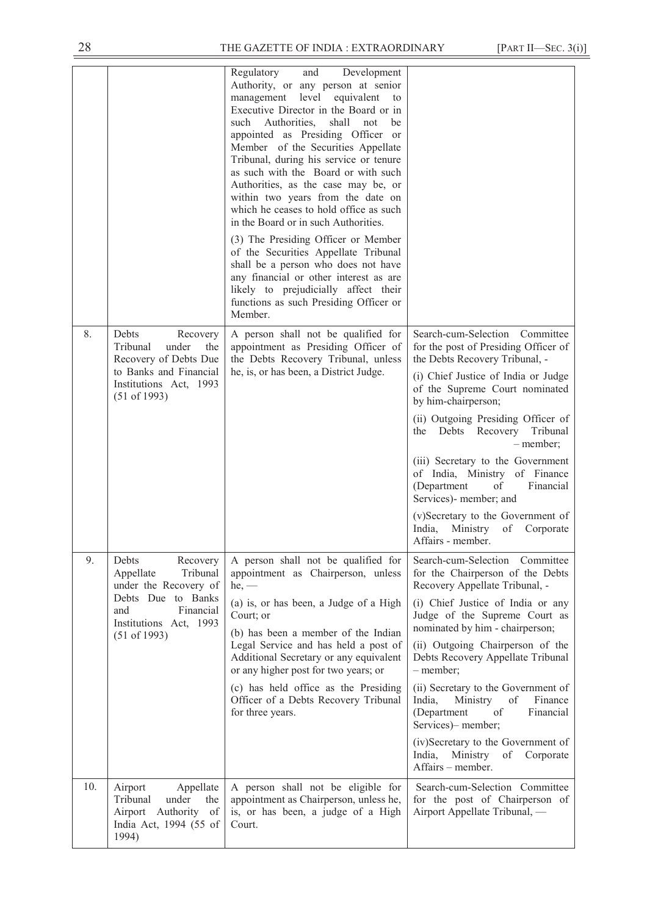| | | | |
|---|---|---|---|
| | | Regulatory and Development Authority, or any person at senior management level equivalent to Executive Director in the Board or in such Authorities, shall not be appointed as Presiding Officer or Member of the Securities Appellate Tribunal, during his service or tenure as such with the Board or with such Authorities, as the case may be, or within two years from the date on which he ceases to hold office as such in the Board or in such Authorities.<br><br>(3) The Presiding Officer or Member of the Securities Appellate Tribunal shall be a person who does not have any financial or other interest as are likely to prejudicially affect their functions as such Presiding Officer or Member. | |
| 8. | Debts Recovery Tribunal under the Recovery of Debts Due to Banks and Financial Institutions Act, 1993 (51 of 1993) | A person shall not be qualified for appointment as Presiding Officer of the Debts Recovery Tribunal, unless he, is, or has been, a District Judge. | Search-cum-Selection Committee for the post of Presiding Officer of the Debts Recovery Tribunal, -<br><br>(i) Chief Justice of India or Judge of the Supreme Court nominated by him-chairperson;<br><br>(ii) Outgoing Presiding Officer of the Debts Recovery Tribunal – member;<br><br>(iii) Secretary to the Government of India, Ministry of Finance (Department of Financial Services)- member; and<br><br>(v)Secretary to the Government of India, Ministry of Corporate Affairs - member. |
| 9. | Debts Recovery Appellate Tribunal under the Recovery of Debts Due to Banks and Financial Institutions Act, 1993 (51 of 1993) | A person shall not be qualified for appointment as Chairperson, unless he, —<br><br>(a) is, or has been, a Judge of a High Court; or<br><br>(b) has been a member of the Indian Legal Service and has held a post of Additional Secretary or any equivalent or any higher post for two years; or<br><br>(c) has held office as the Presiding Officer of a Debts Recovery Tribunal for three years. | Search-cum-Selection Committee for the Chairperson of the Debts Recovery Appellate Tribunal, -<br><br>(i) Chief Justice of India or any Judge of the Supreme Court as nominated by him - chairperson;<br><br>(ii) Outgoing Chairperson of the Debts Recovery Appellate Tribunal – member;<br><br>(ii) Secretary to the Government of India, Ministry of Finance (Department of Financial Services)– member;<br><br>(iv)Secretary to the Government of India, Ministry of Corporate Affairs – member. |
| 10. | Airport Appellate Tribunal under the Airport Authority of India Act, 1994 (55 of 1994) | A person shall not be eligible for appointment as Chairperson, unless he, is, or has been, a judge of a High Court. | Search-cum-Selection Committee for the post of Chairperson of Airport Appellate Tribunal, — |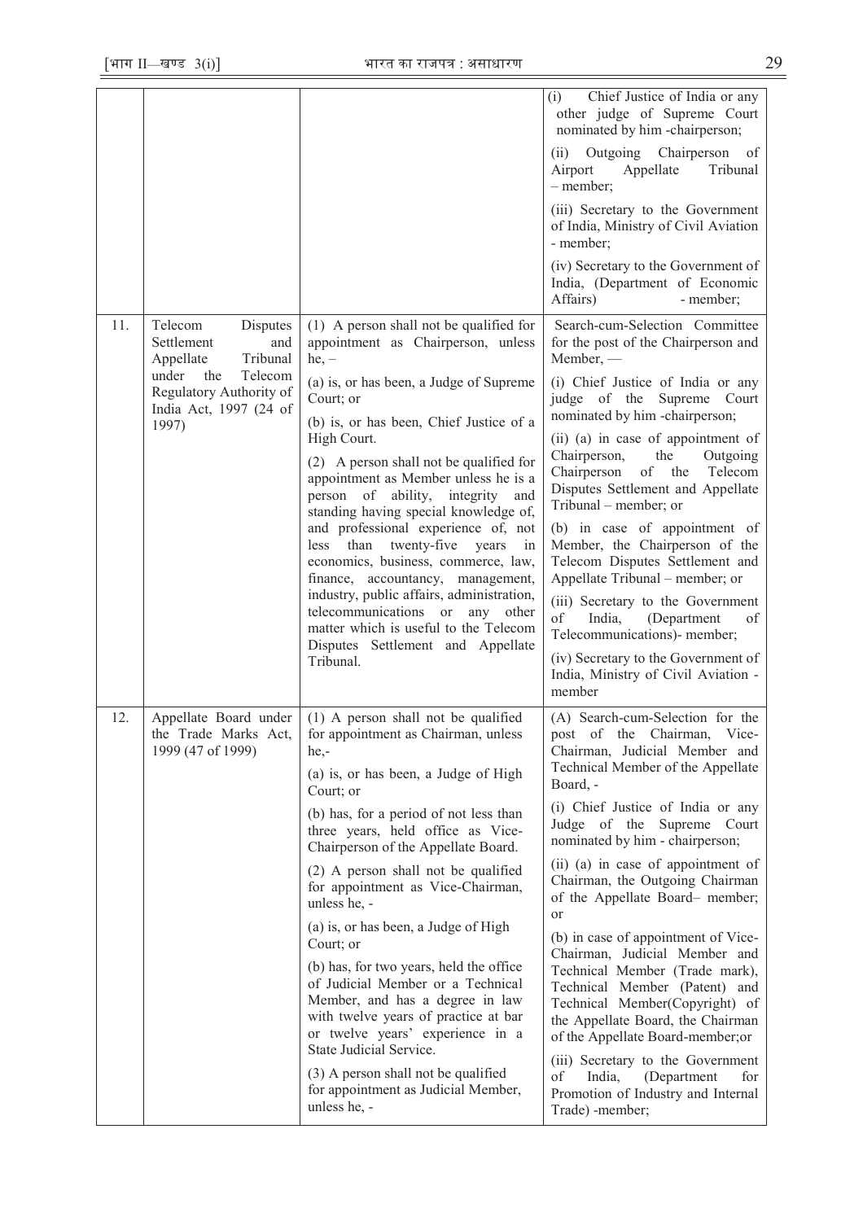| | | | |
|---|---|---|---|
| | | | (i) Chief Justice of India or any other judge of Supreme Court nominated by him -chairperson;<br><br>(ii) Outgoing Chairperson of Airport Appellate Tribunal – member;<br><br>(iii) Secretary to the Government of India, Ministry of Civil Aviation - member;<br><br>(iv) Secretary to the Government of India, (Department of Economic Affairs) - member; |
| 11. | Telecom Disputes Settlement and Appellate Tribunal under the Telecom Regulatory Authority of India Act, 1997 (24 of 1997) | (1) A person shall not be qualified for appointment as Chairperson, unless he, –<br><br>(a) is, or has been, a Judge of Supreme Court; or<br><br>(b) is, or has been, Chief Justice of a High Court.<br><br>(2) A person shall not be qualified for appointment as Member unless he is a person of ability, integrity and standing having special knowledge of, and professional experience of, not less than twenty-five years in economics, business, commerce, law, finance, accountancy, management, industry, public affairs, administration, telecommunications or any other matter which is useful to the Telecom Disputes Settlement and Appellate Tribunal. | Search-cum-Selection Committee for the post of the Chairperson and Member, —<br><br>(i) Chief Justice of India or any judge of the Supreme Court nominated by him -chairperson;<br><br>(ii) (a) in case of appointment of Chairperson, the Outgoing Chairperson of the Telecom Disputes Settlement and Appellate Tribunal – member; or<br><br>(b) in case of appointment of Member, the Chairperson of the Telecom Disputes Settlement and Appellate Tribunal – member; or<br><br>(iii) Secretary to the Government of India, (Department of Telecommunications)- member;<br><br>(iv) Secretary to the Government of India, Ministry of Civil Aviation - member |
| 12. | Appellate Board under the Trade Marks Act, 1999 (47 of 1999) | (1) A person shall not be qualified for appointment as Chairman, unless he,-<br><br>(a) is, or has been, a Judge of High Court; or<br><br>(b) has, for a period of not less than three years, held office as Vice-Chairperson of the Appellate Board.<br><br>(2) A person shall not be qualified for appointment as Vice-Chairman, unless he, -<br><br>(a) is, or has been, a Judge of High Court; or<br><br>(b) has, for two years, held the office of Judicial Member or a Technical Member, and has a degree in law with twelve years of practice at bar or twelve years' experience in a State Judicial Service.<br><br>(3) A person shall not be qualified for appointment as Judicial Member, unless he, - | (A) Search-cum-Selection for the post of the Chairman, Vice-Chairman, Judicial Member and Technical Member of the Appellate Board, -<br><br>(i) Chief Justice of India or any Judge of the Supreme Court nominated by him - chairperson;<br><br>(ii) (a) in case of appointment of Chairman, the Outgoing Chairman of the Appellate Board– member; or<br><br>(b) in case of appointment of Vice-Chairman, Judicial Member and Technical Member (Trade mark), Technical Member (Patent) and Technical Member(Copyright) of the Appellate Board, the Chairman of the Appellate Board-member;or<br><br>(iii) Secretary to the Government of India, (Department for Promotion of Industry and Internal Trade) -member; |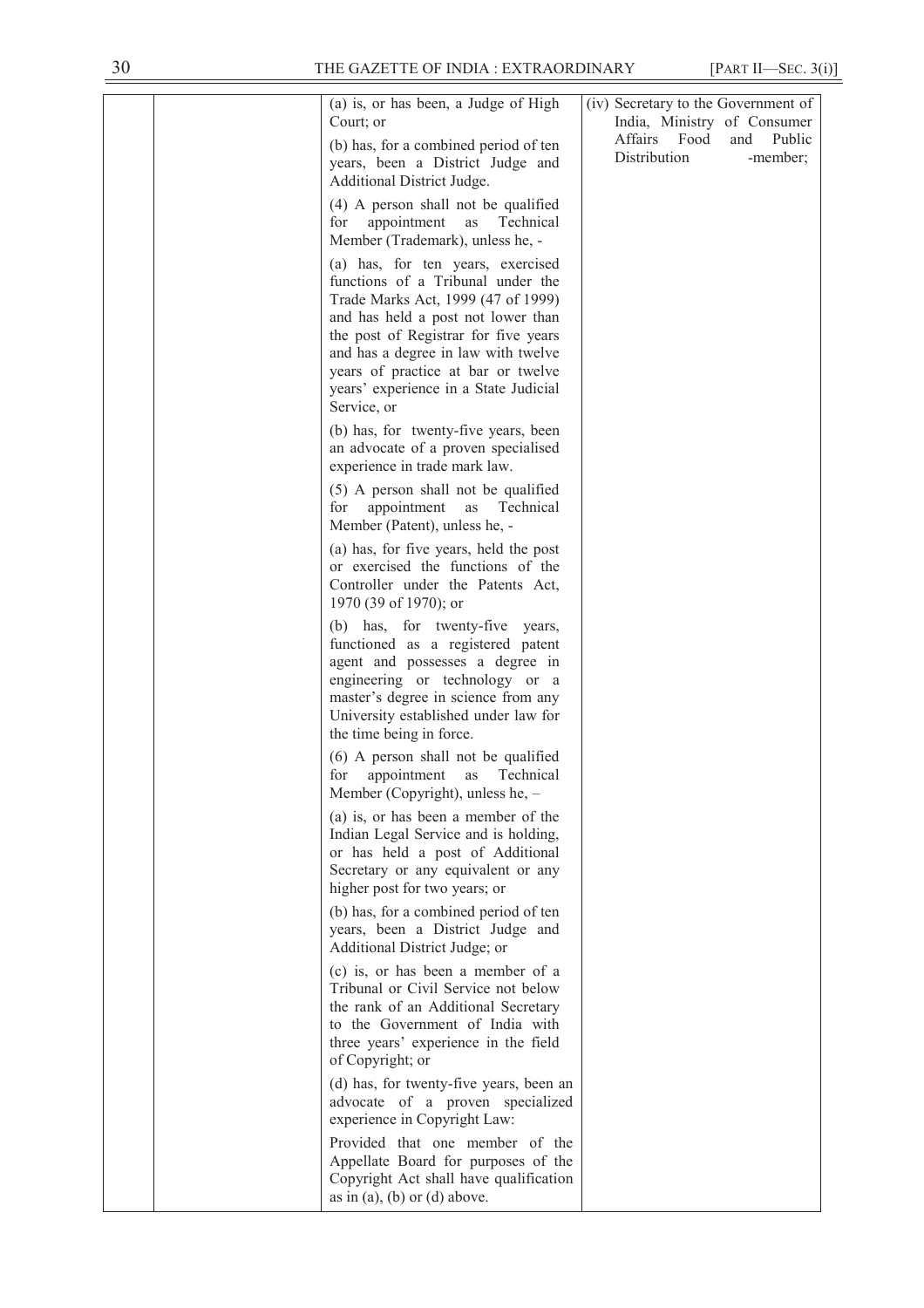| | | (a) is, or has been, a Judge of High Court; or<br><br>(b) has, for a combined period of ten years, been a District Judge and Additional District Judge.<br><br>(4) A person shall not be qualified for appointment as Technical Member (Trademark), unless he, -<br><br>(a) has, for ten years, exercised functions of a Tribunal under the Trade Marks Act, 1999 (47 of 1999) and has held a post not lower than the post of Registrar for five years and has a degree in law with twelve years of practice at bar or twelve years' experience in a State Judicial Service, or<br><br>(b) has, for twenty-five years, been an advocate of a proven specialised experience in trade mark law.<br><br>(5) A person shall not be qualified for appointment as Technical Member (Patent), unless he, -<br><br>(a) has, for five years, held the post or exercised the functions of the Controller under the Patents Act, 1970 (39 of 1970); or<br><br>(b) has, for twenty-five years, functioned as a registered patent agent and possesses a degree in engineering or technology or a master's degree in science from any University established under law for the time being in force.<br><br>(6) A person shall not be qualified for appointment as Technical Member (Copyright), unless he, –<br><br>(a) is, or has been a member of the Indian Legal Service and is holding, or has held a post of Additional Secretary or any equivalent or any higher post for two years; or<br><br>(b) has, for a combined period of ten years, been a District Judge and Additional District Judge; or<br><br>(c) is, or has been a member of a Tribunal or Civil Service not below the rank of an Additional Secretary to the Government of India with three years' experience in the field of Copyright; or<br><br>(d) has, for twenty-five years, been an advocate of a proven specialized experience in Copyright Law:<br><br>Provided that one member of the Appellate Board for purposes of the Copyright Act shall have qualification as in (a), (b) or (d) above. | (iv) Secretary to the Government of India, Ministry of Consumer Affairs Food and Public Distribution -member; |
|---|---|---|---|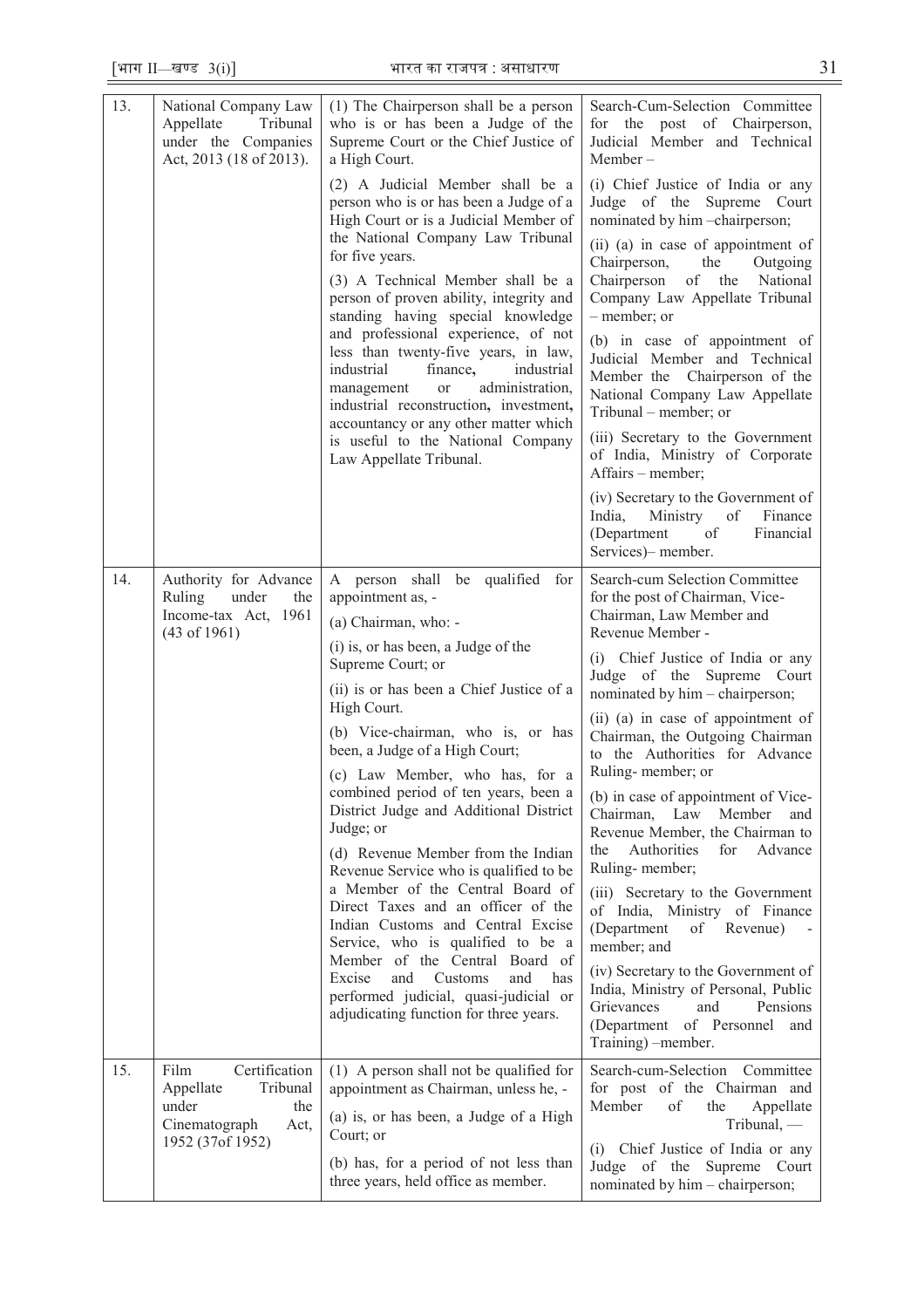| 13. | National Company Law Appellate Tribunal under the Companies Act, 2013 (18 of 2013). | (1) The Chairperson shall be a person who is or has been a Judge of the Supreme Court or the Chief Justice of a High Court.<br><br>(2) A Judicial Member shall be a person who is or has been a Judge of a High Court or is a Judicial Member of the National Company Law Tribunal for five years.<br><br>(3) A Technical Member shall be a person of proven ability, integrity and standing having special knowledge and professional experience, of not less than twenty-five years, in law, industrial finance, industrial management or administration, industrial reconstruction, investment, accountancy or any other matter which is useful to the National Company Law Appellate Tribunal. | Search-Cum-Selection Committee for the post of Chairperson, Judicial Member and Technical Member –<br><br>(i) Chief Justice of India or any Judge of the Supreme Court nominated by him –chairperson;<br><br>(ii) (a) in case of appointment of Chairperson, the Outgoing Chairperson of the National Company Law Appellate Tribunal – member; or<br><br>(b) in case of appointment of Judicial Member and Technical Member the Chairperson of the National Company Law Appellate Tribunal – member; or<br><br>(iii) Secretary to the Government of India, Ministry of Corporate Affairs – member;<br><br>(iv) Secretary to the Government of India, Ministry of Finance (Department of Financial Services)– member. |
|---|---|---|---|
| 14. | Authority for Advance Ruling under the Income-tax Act, 1961 (43 of 1961) | A person shall be qualified for appointment as, -<br><br>(a) Chairman, who: -<br><br>(i) is, or has been, a Judge of the Supreme Court; or<br><br>(ii) is or has been a Chief Justice of a High Court.<br><br>(b) Vice-chairman, who is, or has been, a Judge of a High Court;<br><br>(c) Law Member, who has, for a combined period of ten years, been a District Judge and Additional District Judge; or<br><br>(d) Revenue Member from the Indian Revenue Service who is qualified to be a Member of the Central Board of Direct Taxes and an officer of the Indian Customs and Central Excise Service, who is qualified to be a Member of the Central Board of Excise and Customs and has performed judicial, quasi-judicial or adjudicating function for three years. | Search-cum Selection Committee for the post of Chairman, Vice-Chairman, Law Member and Revenue Member -<br><br>(i) Chief Justice of India or any Judge of the Supreme Court nominated by him – chairperson;<br><br>(ii) (a) in case of appointment of Chairman, the Outgoing Chairman to the Authorities for Advance Ruling- member; or<br><br>(b) in case of appointment of Vice-Chairman, Law Member and Revenue Member, the Chairman to the Authorities for Advance Ruling- member;<br><br>(iii) Secretary to the Government of India, Ministry of Finance (Department of Revenue) - member; and<br><br>(iv) Secretary to the Government of India, Ministry of Personal, Public Grievances and Pensions (Department of Personnel and Training) –member. |
| 15. | Film Certification Appellate Tribunal under the Cinematograph Act, 1952 (37of 1952) | (1) A person shall not be qualified for appointment as Chairman, unless he, -<br><br>(a) is, or has been, a Judge of a High Court; or<br><br>(b) has, for a period of not less than three years, held office as member. | Search-cum-Selection Committee for post of the Chairman and Member of the Appellate Tribunal, —<br><br>(i) Chief Justice of India or any Judge of the Supreme Court nominated by him – chairperson; |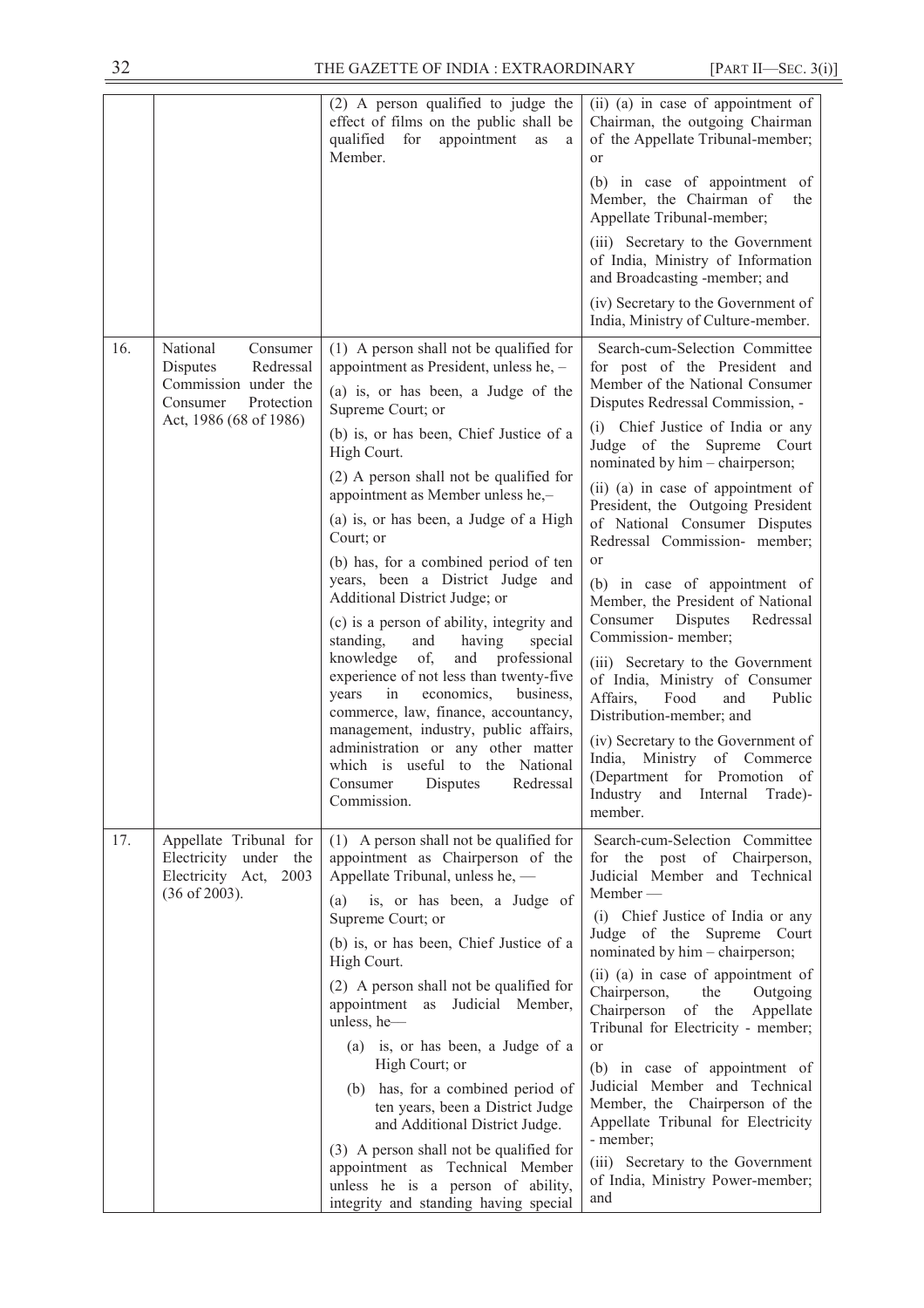| | | | |
|---|---|---|---|
| | | (2) A person qualified to judge the effect of films on the public shall be qualified for appointment as a Member. | (ii) (a) in case of appointment of Chairman, the outgoing Chairman of the Appellate Tribunal-member; or<br>(b) in case of appointment of Member, the Chairman of the Appellate Tribunal-member;<br>(iii) Secretary to the Government of India, Ministry of Information and Broadcasting -member; and<br>(iv) Secretary to the Government of India, Ministry of Culture-member. |
| 16. | National Consumer Disputes Redressal Commission under the Consumer Protection Act, 1986 (68 of 1986) | (1) A person shall not be qualified for appointment as President, unless he, –<br>(a) is, or has been, a Judge of the Supreme Court; or<br>(b) is, or has been, Chief Justice of a High Court.<br>(2) A person shall not be qualified for appointment as Member unless he,–<br>(a) is, or has been, a Judge of a High Court; or<br>(b) has, for a combined period of ten years, been a District Judge and Additional District Judge; or<br>(c) is a person of ability, integrity and standing, and having special knowledge of, and professional experience of not less than twenty-five years in economics, business, commerce, law, finance, accountancy, management, industry, public affairs, administration or any other matter which is useful to the National Consumer Disputes Redressal Commission. | Search-cum-Selection Committee for post of the President and Member of the National Consumer Disputes Redressal Commission, -<br>(i) Chief Justice of India or any Judge of the Supreme Court nominated by him – chairperson;<br>(ii) (a) in case of appointment of President, the Outgoing President of National Consumer Disputes Redressal Commission- member; or<br>(b) in case of appointment of Member, the President of National Consumer Disputes Redressal Commission- member;<br>(iii) Secretary to the Government of India, Ministry of Consumer Affairs, Food and Public Distribution-member; and<br>(iv) Secretary to the Government of India, Ministry of Commerce (Department for Promotion of Industry and Internal Trade)-member. |
| 17. | Appellate Tribunal for Electricity under the Electricity Act, 2003 (36 of 2003). | (1) A person shall not be qualified for appointment as Chairperson of the Appellate Tribunal, unless he, —<br>(a) is, or has been, a Judge of Supreme Court; or<br>(b) is, or has been, Chief Justice of a High Court.<br>(2) A person shall not be qualified for appointment as Judicial Member, unless, he—<br>(a) is, or has been, a Judge of a High Court; or<br>(b) has, for a combined period of ten years, been a District Judge and Additional District Judge.<br>(3) A person shall not be qualified for appointment as Technical Member unless he is a person of ability, integrity and standing having special | Search-cum-Selection Committee for the post of Chairperson, Judicial Member and Technical Member —<br>(i) Chief Justice of India or any Judge of the Supreme Court nominated by him – chairperson;<br>(ii) (a) in case of appointment of Chairperson, the Outgoing Chairperson of the Appellate Tribunal for Electricity - member; or<br>(b) in case of appointment of Judicial Member and Technical Member, the Chairperson of the Appellate Tribunal for Electricity - member;<br>(iii) Secretary to the Government of India, Ministry Power-member; and |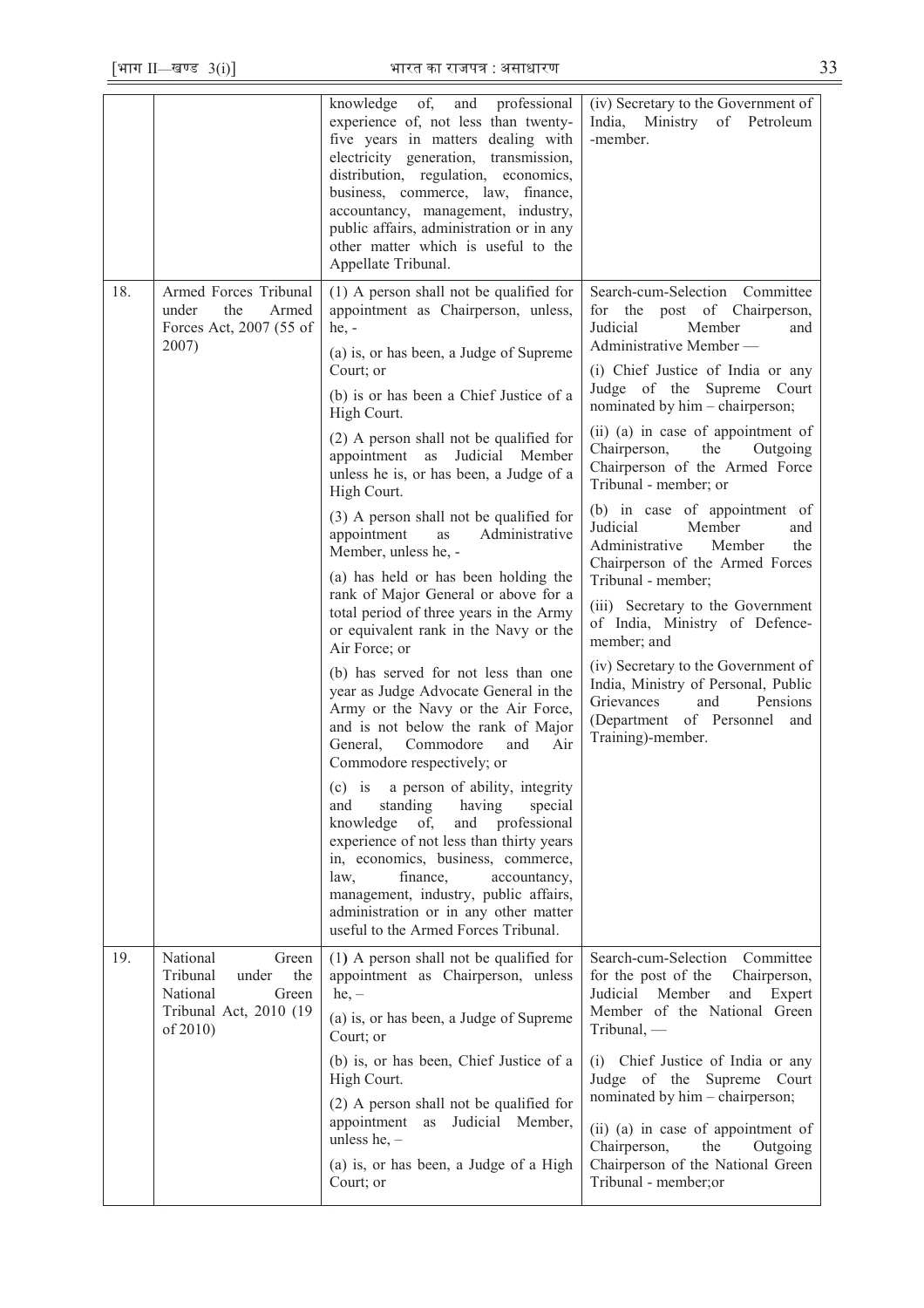| | | | |
|---|---|---|---|
| | | knowledge of, and professional experience of, not less than twenty-five years in matters dealing with electricity generation, transmission, distribution, regulation, economics, business, commerce, law, finance, accountancy, management, industry, public affairs, administration or in any other matter which is useful to the Appellate Tribunal. | (iv) Secretary to the Government of India, Ministry of Petroleum -member. |
| 18. | Armed Forces Tribunal under the Armed Forces Act, 2007 (55 of 2007) | (1) A person shall not be qualified for appointment as Chairperson, unless, he, -<br>(a) is, or has been, a Judge of Supreme Court; or<br>(b) is or has been a Chief Justice of a High Court.<br>(2) A person shall not be qualified for appointment as Judicial Member unless he is, or has been, a Judge of a High Court.<br>(3) A person shall not be qualified for appointment as Administrative Member, unless he, -<br>(a) has held or has been holding the rank of Major General or above for a total period of three years in the Army or equivalent rank in the Navy or the Air Force; or<br>(b) has served for not less than one year as Judge Advocate General in the Army or the Navy or the Air Force, and is not below the rank of Major General, Commodore and Air Commodore respectively; or<br>(c) is a person of ability, integrity and standing having special knowledge of, and professional experience of not less than thirty years in, economics, business, commerce, law, finance, accountancy, management, industry, public affairs, administration or in any other matter useful to the Armed Forces Tribunal. | Search-cum-Selection Committee for the post of Chairperson, Judicial Member and Administrative Member —<br>(i) Chief Justice of India or any Judge of the Supreme Court nominated by him – chairperson;<br>(ii) (a) in case of appointment of Chairperson, the Outgoing Chairperson of the Armed Force Tribunal - member; or<br>(b) in case of appointment of Judicial Member and Administrative Member the Chairperson of the Armed Forces Tribunal - member;<br>(iii) Secretary to the Government of India, Ministry of Defence-member; and<br>(iv) Secretary to the Government of India, Ministry of Personal, Public Grievances and Pensions (Department of Personnel and Training)-member. |
| 19. | National Green Tribunal under the National Green Tribunal Act, 2010 (19 of 2010) | (1) A person shall not be qualified for appointment as Chairperson, unless he, –<br>(a) is, or has been, a Judge of Supreme Court; or<br>(b) is, or has been, Chief Justice of a High Court.<br>(2) A person shall not be qualified for appointment as Judicial Member, unless he, –<br>(a) is, or has been, a Judge of a High Court; or | Search-cum-Selection Committee for the post of the Chairperson, Judicial Member and Expert Member of the National Green Tribunal, —<br>(i) Chief Justice of India or any Judge of the Supreme Court nominated by him – chairperson;<br>(ii) (a) in case of appointment of Chairperson, the Outgoing Chairperson of the National Green Tribunal - member;or |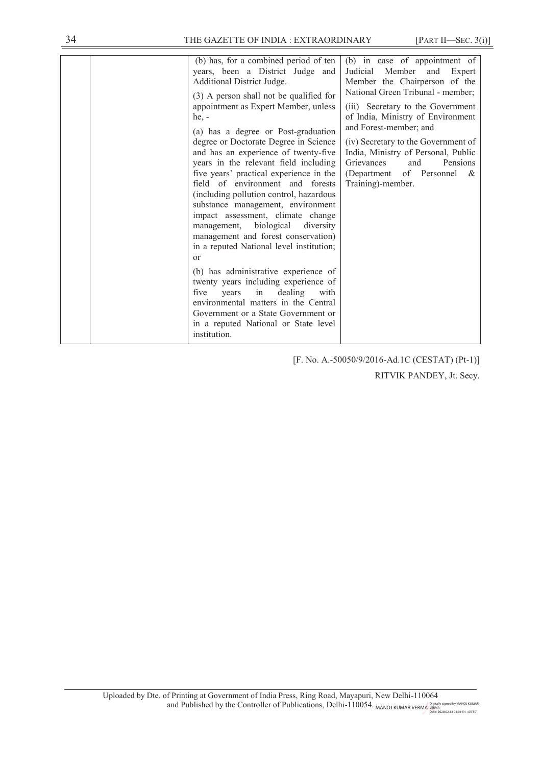| | | | |
|---|---|---|---|
| | | (b) has, for a combined period of ten years, been a District Judge and Additional District Judge.<br><br>(3) A person shall not be qualified for appointment as Expert Member, unless he, -<br><br>(a) has a degree or Post-graduation degree or Doctorate Degree in Science and has an experience of twenty-five years in the relevant field including five years' practical experience in the field of environment and forests (including pollution control, hazardous substance management, environment impact assessment, climate change management, biological diversity management and forest conservation) in a reputed National level institution; or<br><br>(b) has administrative experience of twenty years including experience of five years in dealing with environmental matters in the Central Government or a State Government or in a reputed National or State level institution. | (b) in case of appointment of Judicial Member and Expert Member the Chairperson of the National Green Tribunal - member;<br><br>(iii) Secretary to the Government of India, Ministry of Environment and Forest-member; and<br><br>(iv) Secretary to the Government of India, Ministry of Personal, Public Grievances and Pensions (Department of Personnel & Training)-member. |

[F. No. A.-50050/9/2016-Ad.1C (CESTAT) (Pt-1)]

RITVIK PANDEY, Jt. Secy.

Uploaded by Dte. of Printing at Government of India Press, Ring Road, Mayapuri, New Delhi-110064 and Published by the Controller of Publications, Delhi-110054.